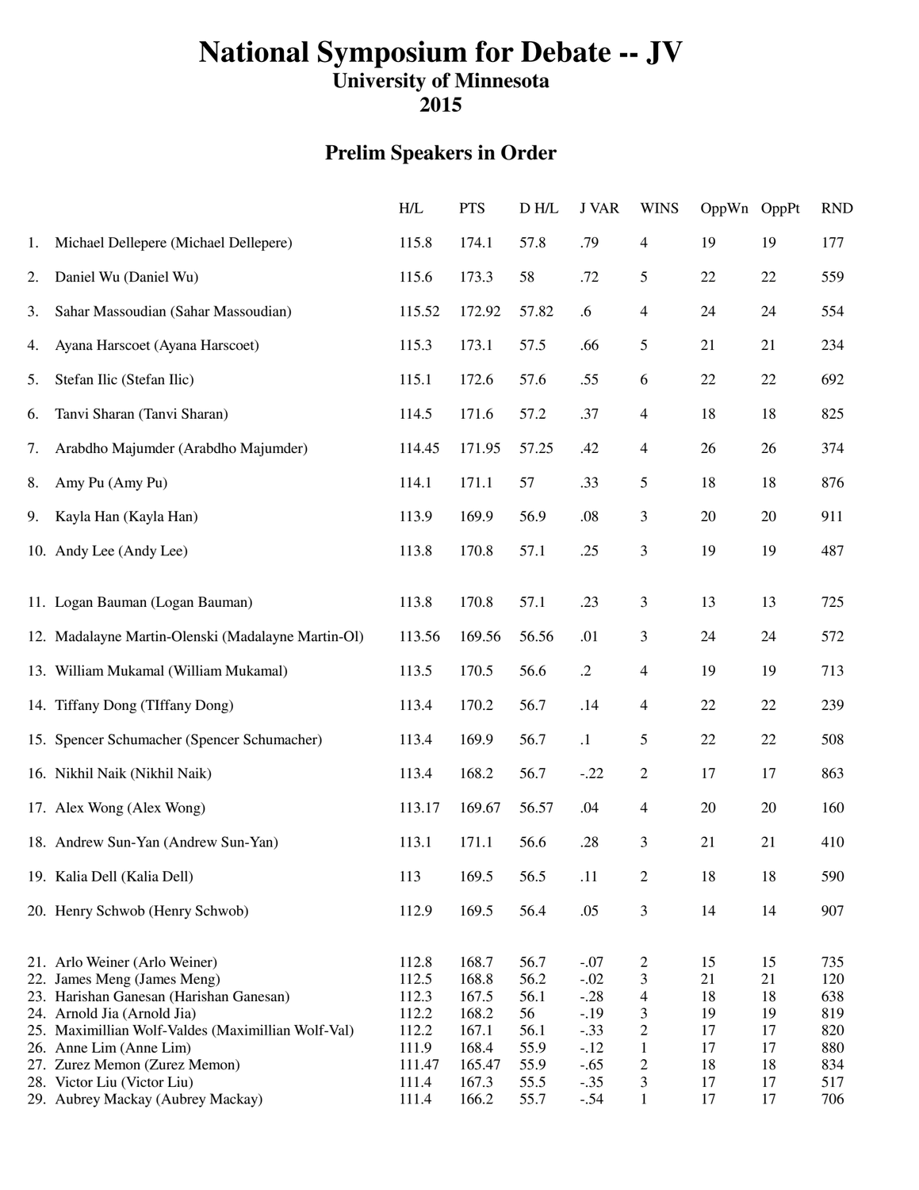# National Symposium for Debate -- JV

## University of Minnesota

## 2015

### Prelim Speakers in Order

| | | H/L | PTS | D H/L | J VAR | WINS | OppWn | OppPt | RND |
|---|---|---|---|---|---|---|---|---|---|
| 1. | Michael Dellepere (Michael Dellepere) | 115.8 | 174.1 | 57.8 | .79 | 4 | 19 | 19 | 177 |
| 2. | Daniel Wu (Daniel Wu) | 115.6 | 173.3 | 58 | .72 | 5 | 22 | 22 | 559 |
| 3. | Sahar Massoudian (Sahar Massoudian) | 115.52 | 172.92 | 57.82 | .6 | 4 | 24 | 24 | 554 |
| 4. | Ayana Harscoet (Ayana Harscoet) | 115.3 | 173.1 | 57.5 | .66 | 5 | 21 | 21 | 234 |
| 5. | Stefan Ilic (Stefan Ilic) | 115.1 | 172.6 | 57.6 | .55 | 6 | 22 | 22 | 692 |
| 6. | Tanvi Sharan (Tanvi Sharan) | 114.5 | 171.6 | 57.2 | .37 | 4 | 18 | 18 | 825 |
| 7. | Arabdho Majumder (Arabdho Majumder) | 114.45 | 171.95 | 57.25 | .42 | 4 | 26 | 26 | 374 |
| 8. | Amy Pu (Amy Pu) | 114.1 | 171.1 | 57 | .33 | 5 | 18 | 18 | 876 |
| 9. | Kayla Han (Kayla Han) | 113.9 | 169.9 | 56.9 | .08 | 3 | 20 | 20 | 911 |
| 10. | Andy Lee (Andy Lee) | 113.8 | 170.8 | 57.1 | .25 | 3 | 19 | 19 | 487 |
| 11. | Logan Bauman (Logan Bauman) | 113.8 | 170.8 | 57.1 | .23 | 3 | 13 | 13 | 725 |
| 12. | Madalayne Martin-Olenski (Madalayne Martin-Ol) | 113.56 | 169.56 | 56.56 | .01 | 3 | 24 | 24 | 572 |
| 13. | William Mukamal (William Mukamal) | 113.5 | 170.5 | 56.6 | .2 | 4 | 19 | 19 | 713 |
| 14. | Tiffany Dong (TIffany Dong) | 113.4 | 170.2 | 56.7 | .14 | 4 | 22 | 22 | 239 |
| 15. | Spencer Schumacher (Spencer Schumacher) | 113.4 | 169.9 | 56.7 | .1 | 5 | 22 | 22 | 508 |
| 16. | Nikhil Naik (Nikhil Naik) | 113.4 | 168.2 | 56.7 | -.22 | 2 | 17 | 17 | 863 |
| 17. | Alex Wong (Alex Wong) | 113.17 | 169.67 | 56.57 | .04 | 4 | 20 | 20 | 160 |
| 18. | Andrew Sun-Yan (Andrew Sun-Yan) | 113.1 | 171.1 | 56.6 | .28 | 3 | 21 | 21 | 410 |
| 19. | Kalia Dell (Kalia Dell) | 113 | 169.5 | 56.5 | .11 | 2 | 18 | 18 | 590 |
| 20. | Henry Schwob (Henry Schwob) | 112.9 | 169.5 | 56.4 | .05 | 3 | 14 | 14 | 907 |
| 21. | Arlo Weiner (Arlo Weiner) | 112.8 | 168.7 | 56.7 | -.07 | 2 | 15 | 15 | 735 |
| 22. | James Meng (James Meng) | 112.5 | 168.8 | 56.2 | -.02 | 3 | 21 | 21 | 120 |
| 23. | Harishan Ganesan (Harishan Ganesan) | 112.3 | 167.5 | 56.1 | -.28 | 4 | 18 | 18 | 638 |
| 24. | Arnold Jia (Arnold Jia) | 112.2 | 168.2 | 56 | -.19 | 3 | 19 | 19 | 819 |
| 25. | Maximillian Wolf-Valdes (Maximillian Wolf-Val) | 112.2 | 167.1 | 56.1 | -.33 | 2 | 17 | 17 | 820 |
| 26. | Anne Lim (Anne Lim) | 111.9 | 168.4 | 55.9 | -.12 | 1 | 17 | 17 | 880 |
| 27. | Zurez Memon (Zurez Memon) | 111.47 | 165.47 | 55.9 | -.65 | 2 | 18 | 18 | 834 |
| 28. | Victor Liu (Victor Liu) | 111.4 | 167.3 | 55.5 | -.35 | 3 | 17 | 17 | 517 |
| 29. | Aubrey Mackay (Aubrey Mackay) | 111.4 | 166.2 | 55.7 | -.54 | 1 | 17 | 17 | 706 |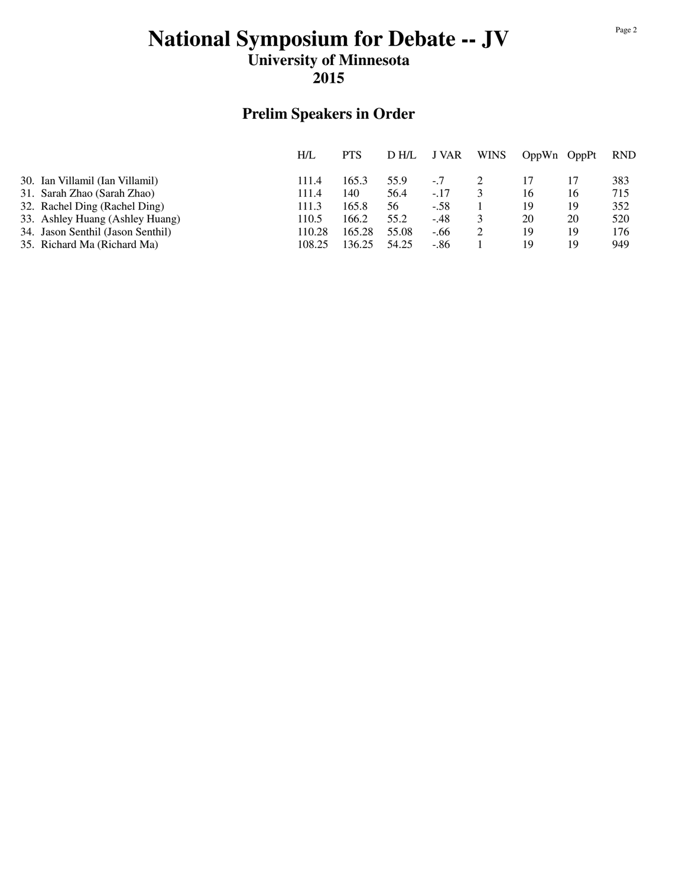# National Symposium for Debate -- JV

## University of Minnesota

## 2015

### Prelim Speakers in Order

| | H/L | PTS | D H/L | J VAR | WINS | OppWn | OppPt | RND |
|---|---|---|---|---|---|---|---|---|
| 30. Ian Villamil (Ian Villamil) | 111.4 | 165.3 | 55.9 | -.7 | 2 | 17 | 17 | 383 |
| 31. Sarah Zhao (Sarah Zhao) | 111.4 | 140 | 56.4 | -.17 | 3 | 16 | 16 | 715 |
| 32. Rachel Ding (Rachel Ding) | 111.3 | 165.8 | 56 | -.58 | 1 | 19 | 19 | 352 |
| 33. Ashley Huang (Ashley Huang) | 110.5 | 166.2 | 55.2 | -.48 | 3 | 20 | 20 | 520 |
| 34. Jason Senthil (Jason Senthil) | 110.28 | 165.28 | 55.08 | -.66 | 2 | 19 | 19 | 176 |
| 35. Richard Ma (Richard Ma) | 108.25 | 136.25 | 54.25 | -.86 | 1 | 19 | 19 | 949 |